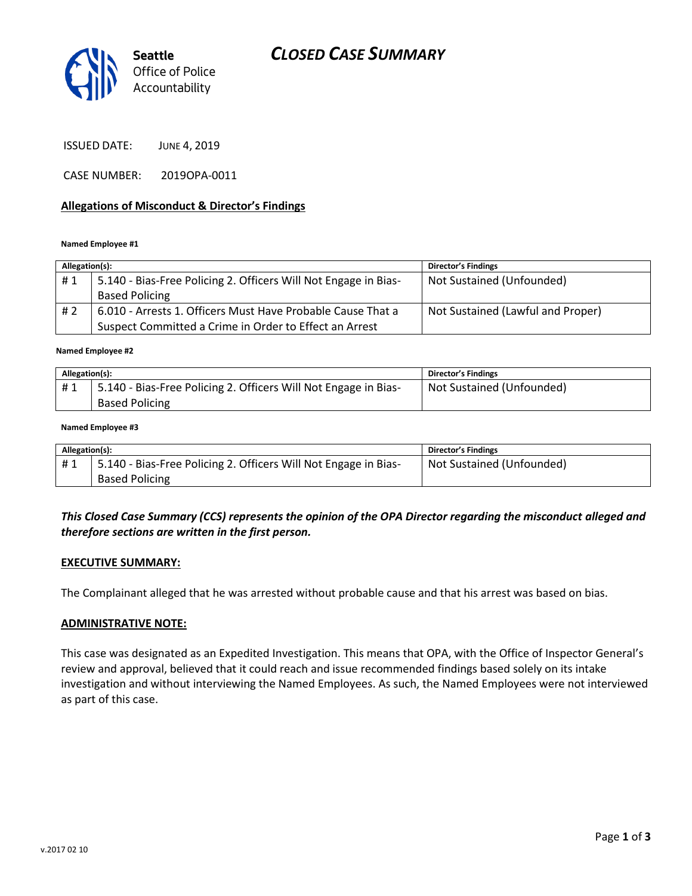Seattle Office of Police Accountability

# *CLOSED CASE SUMMARY*

ISSUED DATE: JUNE 4, 2019

CASE NUMBER: 2019OPA-0011

## Allegations of Misconduct & Director's Findings

**Named Employee #1**

| Allegation(s): | | Director's Findings |
|---|---|---|
| # 1 | 5.140 - Bias-Free Policing 2. Officers Will Not Engage in Bias-Based Policing | Not Sustained (Unfounded) |
| # 2 | 6.010 - Arrests 1. Officers Must Have Probable Cause That a Suspect Committed a Crime in Order to Effect an Arrest | Not Sustained (Lawful and Proper) |

**Named Employee #2**

| Allegation(s): | | Director's Findings |
|---|---|---|
| # 1 | 5.140 - Bias-Free Policing 2. Officers Will Not Engage in Bias-Based Policing | Not Sustained (Unfounded) |

**Named Employee #3**

| Allegation(s): | | Director's Findings |
|---|---|---|
| # 1 | 5.140 - Bias-Free Policing 2. Officers Will Not Engage in Bias-Based Policing | Not Sustained (Unfounded) |

***This Closed Case Summary (CCS) represents the opinion of the OPA Director regarding the misconduct alleged and therefore sections are written in the first person.***

**EXECUTIVE SUMMARY:**

The Complainant alleged that he was arrested without probable cause and that his arrest was based on bias.

**ADMINISTRATIVE NOTE:**

This case was designated as an Expedited Investigation. This means that OPA, with the Office of Inspector General's review and approval, believed that it could reach and issue recommended findings based solely on its intake investigation and without interviewing the Named Employees. As such, the Named Employees were not interviewed as part of this case.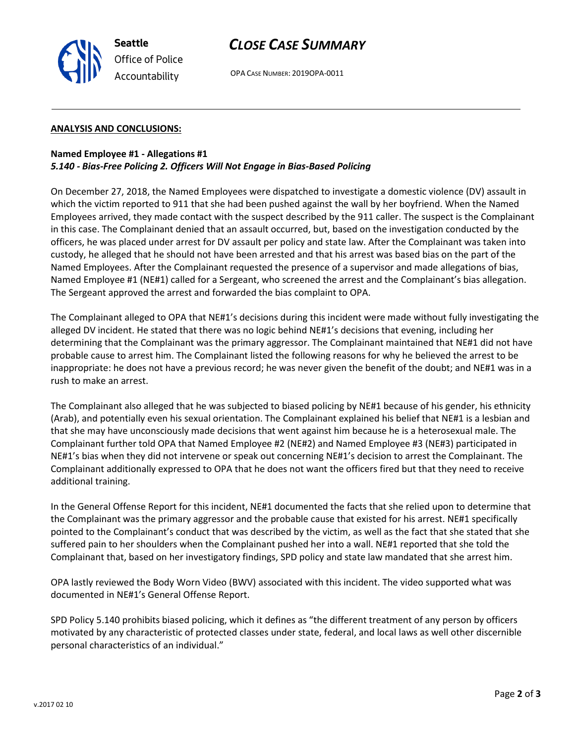**ANALYSIS AND CONCLUSIONS:**

**Named Employee #1 - Allegations #1**
***5.140 - Bias-Free Policing 2. Officers Will Not Engage in Bias-Based Policing***

On December 27, 2018, the Named Employees were dispatched to investigate a domestic violence (DV) assault in which the victim reported to 911 that she had been pushed against the wall by her boyfriend. When the Named Employees arrived, they made contact with the suspect described by the 911 caller. The suspect is the Complainant in this case. The Complainant denied that an assault occurred, but, based on the investigation conducted by the officers, he was placed under arrest for DV assault per policy and state law. After the Complainant was taken into custody, he alleged that he should not have been arrested and that his arrest was based bias on the part of the Named Employees. After the Complainant requested the presence of a supervisor and made allegations of bias, Named Employee #1 (NE#1) called for a Sergeant, who screened the arrest and the Complainant's bias allegation. The Sergeant approved the arrest and forwarded the bias complaint to OPA.

The Complainant alleged to OPA that NE#1's decisions during this incident were made without fully investigating the alleged DV incident. He stated that there was no logic behind NE#1's decisions that evening, including her determining that the Complainant was the primary aggressor. The Complainant maintained that NE#1 did not have probable cause to arrest him. The Complainant listed the following reasons for why he believed the arrest to be inappropriate: he does not have a previous record; he was never given the benefit of the doubt; and NE#1 was in a rush to make an arrest.

The Complainant also alleged that he was subjected to biased policing by NE#1 because of his gender, his ethnicity (Arab), and potentially even his sexual orientation. The Complainant explained his belief that NE#1 is a lesbian and that she may have unconsciously made decisions that went against him because he is a heterosexual male. The Complainant further told OPA that Named Employee #2 (NE#2) and Named Employee #3 (NE#3) participated in NE#1's bias when they did not intervene or speak out concerning NE#1's decision to arrest the Complainant. The Complainant additionally expressed to OPA that he does not want the officers fired but that they need to receive additional training.

In the General Offense Report for this incident, NE#1 documented the facts that she relied upon to determine that the Complainant was the primary aggressor and the probable cause that existed for his arrest. NE#1 specifically pointed to the Complainant's conduct that was described by the victim, as well as the fact that she stated that she suffered pain to her shoulders when the Complainant pushed her into a wall. NE#1 reported that she told the Complainant that, based on her investigatory findings, SPD policy and state law mandated that she arrest him.

OPA lastly reviewed the Body Worn Video (BWV) associated with this incident. The video supported what was documented in NE#1's General Offense Report.

SPD Policy 5.140 prohibits biased policing, which it defines as "the different treatment of any person by officers motivated by any characteristic of protected classes under state, federal, and local laws as well other discernible personal characteristics of an individual."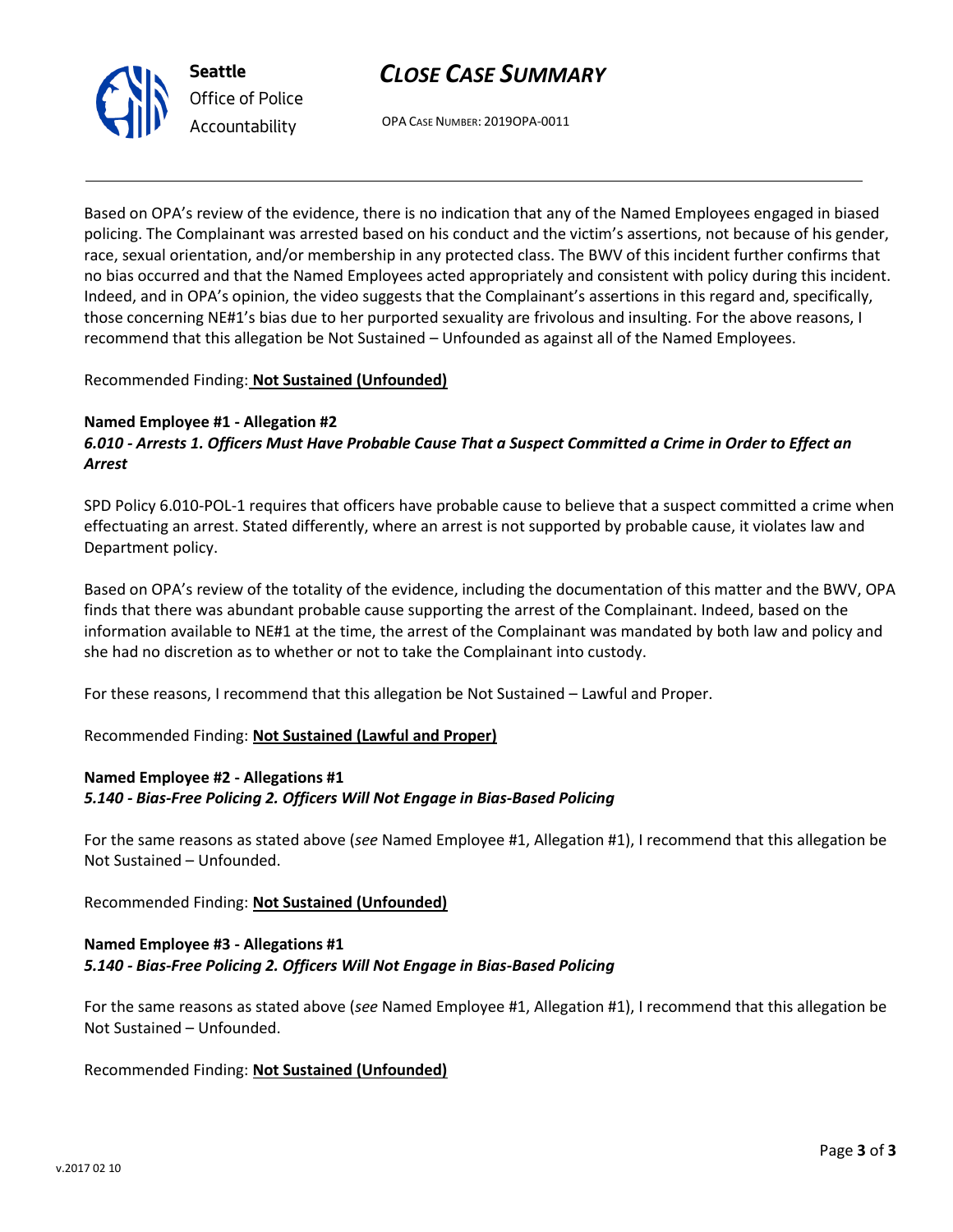Based on OPA's review of the evidence, there is no indication that any of the Named Employees engaged in biased policing. The Complainant was arrested based on his conduct and the victim's assertions, not because of his gender, race, sexual orientation, and/or membership in any protected class. The BWV of this incident further confirms that no bias occurred and that the Named Employees acted appropriately and consistent with policy during this incident. Indeed, and in OPA's opinion, the video suggests that the Complainant's assertions in this regard and, specifically, those concerning NE#1's bias due to her purported sexuality are frivolous and insulting. For the above reasons, I recommend that this allegation be Not Sustained – Unfounded as against all of the Named Employees.

Recommended Finding: **Not Sustained (Unfounded)**

**Named Employee #1 - Allegation #2**
***6.010 - Arrests 1. Officers Must Have Probable Cause That a Suspect Committed a Crime in Order to Effect an Arrest***

SPD Policy 6.010-POL-1 requires that officers have probable cause to believe that a suspect committed a crime when effectuating an arrest. Stated differently, where an arrest is not supported by probable cause, it violates law and Department policy.

Based on OPA's review of the totality of the evidence, including the documentation of this matter and the BWV, OPA finds that there was abundant probable cause supporting the arrest of the Complainant. Indeed, based on the information available to NE#1 at the time, the arrest of the Complainant was mandated by both law and policy and she had no discretion as to whether or not to take the Complainant into custody.

For these reasons, I recommend that this allegation be Not Sustained – Lawful and Proper.

Recommended Finding: **Not Sustained (Lawful and Proper)**

**Named Employee #2 - Allegations #1**
***5.140 - Bias-Free Policing 2. Officers Will Not Engage in Bias-Based Policing***

For the same reasons as stated above (*see* Named Employee #1, Allegation #1), I recommend that this allegation be Not Sustained – Unfounded.

Recommended Finding: **Not Sustained (Unfounded)**

**Named Employee #3 - Allegations #1**
***5.140 - Bias-Free Policing 2. Officers Will Not Engage in Bias-Based Policing***

For the same reasons as stated above (*see* Named Employee #1, Allegation #1), I recommend that this allegation be Not Sustained – Unfounded.

Recommended Finding: **Not Sustained (Unfounded)**